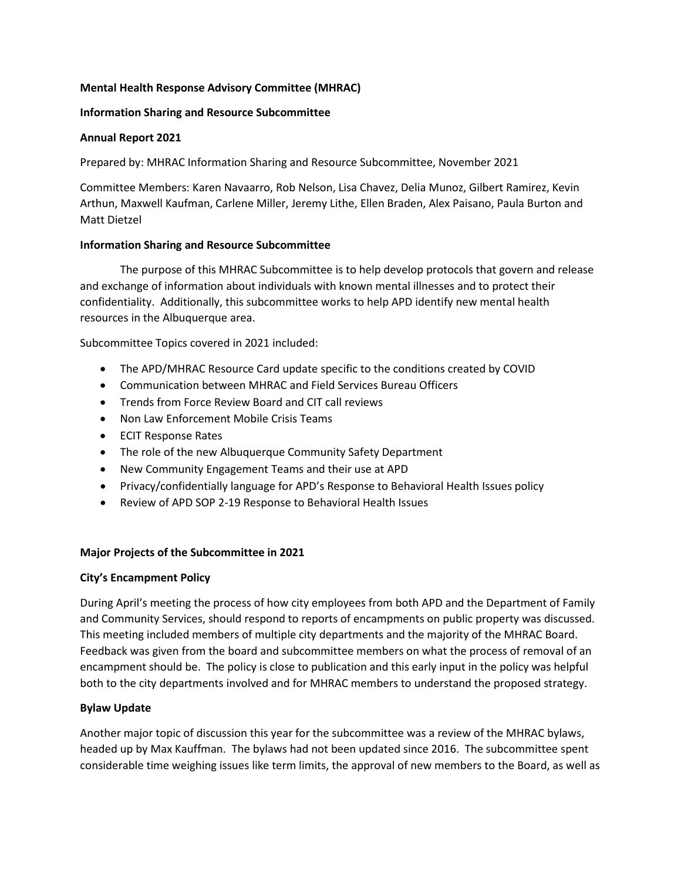**Mental Health Response Advisory Committee (MHRAC)**

**Information Sharing and Resource Subcommittee**

**Annual Report 2021**

Prepared by: MHRAC Information Sharing and Resource Subcommittee, November 2021

Committee Members: Karen Navaarro, Rob Nelson, Lisa Chavez, Delia Munoz, Gilbert Ramirez, Kevin Arthun, Maxwell Kaufman, Carlene Miller, Jeremy Lithe, Ellen Braden, Alex Paisano, Paula Burton and Matt Dietzel

**Information Sharing and Resource Subcommittee**

The purpose of this MHRAC Subcommittee is to help develop protocols that govern and release and exchange of information about individuals with known mental illnesses and to protect their confidentiality. Additionally, this subcommittee works to help APD identify new mental health resources in the Albuquerque area.

Subcommittee Topics covered in 2021 included:

- The APD/MHRAC Resource Card update specific to the conditions created by COVID
- Communication between MHRAC and Field Services Bureau Officers
- Trends from Force Review Board and CIT call reviews
- Non Law Enforcement Mobile Crisis Teams
- ECIT Response Rates
- The role of the new Albuquerque Community Safety Department
- New Community Engagement Teams and their use at APD
- Privacy/confidentially language for APD's Response to Behavioral Health Issues policy
- Review of APD SOP 2-19 Response to Behavioral Health Issues

**Major Projects of the Subcommittee in 2021**

**City's Encampment Policy**

During April's meeting the process of how city employees from both APD and the Department of Family and Community Services, should respond to reports of encampments on public property was discussed. This meeting included members of multiple city departments and the majority of the MHRAC Board. Feedback was given from the board and subcommittee members on what the process of removal of an encampment should be. The policy is close to publication and this early input in the policy was helpful both to the city departments involved and for MHRAC members to understand the proposed strategy.

**Bylaw Update**

Another major topic of discussion this year for the subcommittee was a review of the MHRAC bylaws, headed up by Max Kauffman. The bylaws had not been updated since 2016. The subcommittee spent considerable time weighing issues like term limits, the approval of new members to the Board, as well as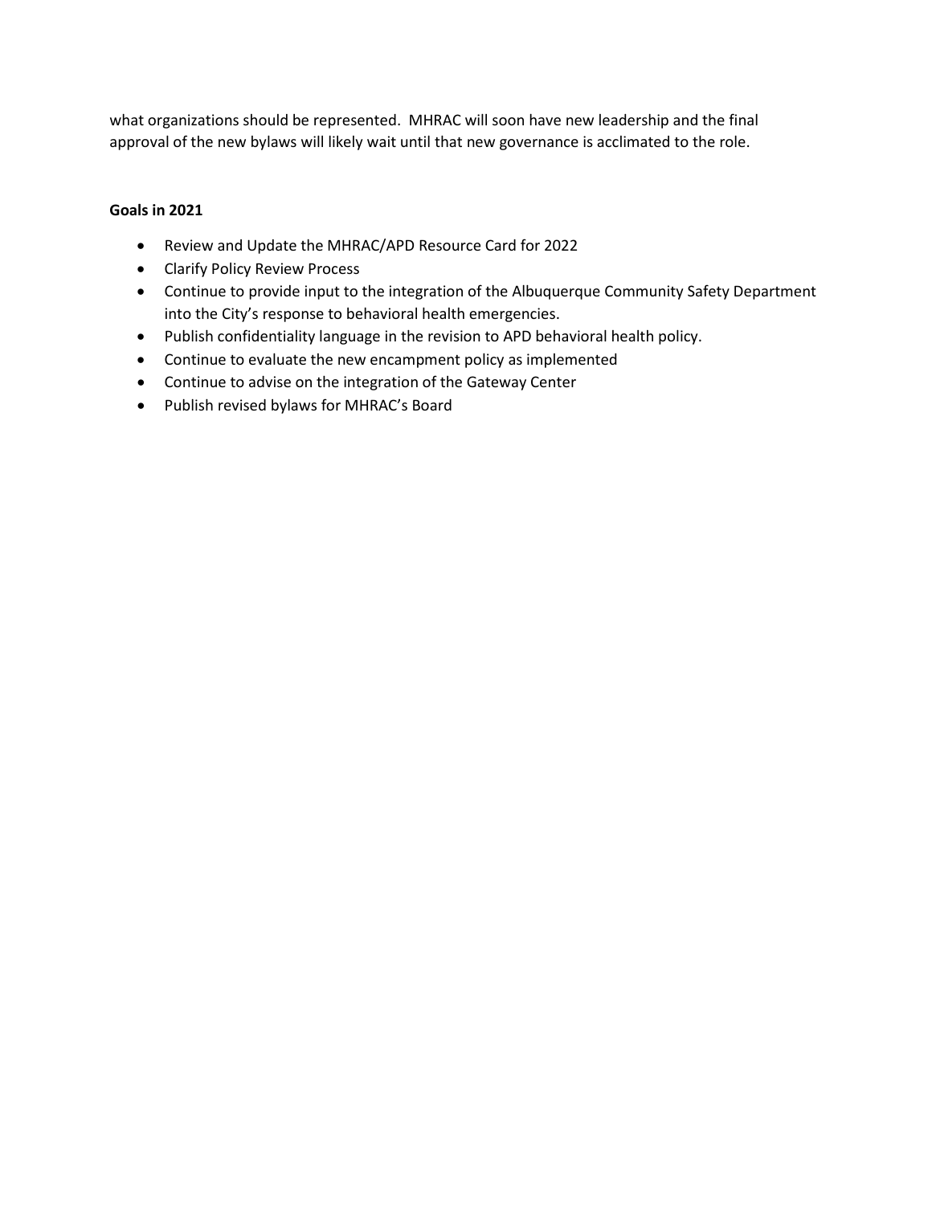what organizations should be represented. MHRAC will soon have new leadership and the final approval of the new bylaws will likely wait until that new governance is acclimated to the role.

**Goals in 2021**

- Review and Update the MHRAC/APD Resource Card for 2022
- Clarify Policy Review Process
- Continue to provide input to the integration of the Albuquerque Community Safety Department into the City's response to behavioral health emergencies.
- Publish confidentiality language in the revision to APD behavioral health policy.
- Continue to evaluate the new encampment policy as implemented
- Continue to advise on the integration of the Gateway Center
- Publish revised bylaws for MHRAC's Board